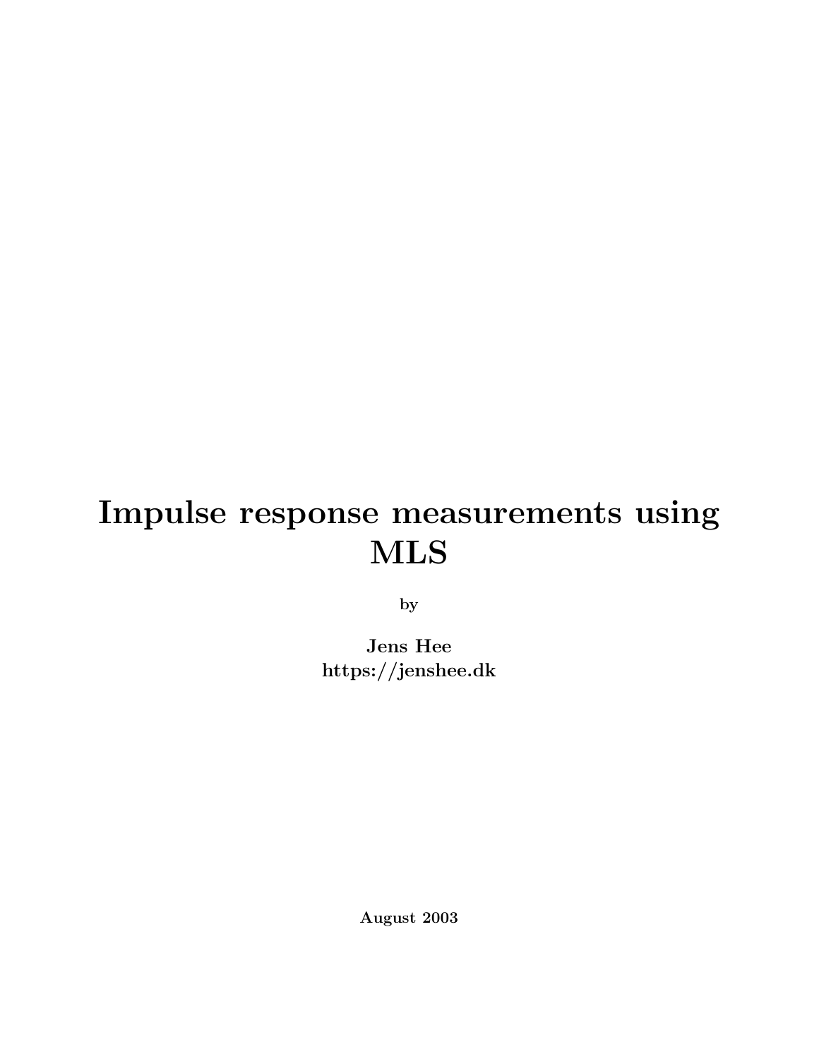# Impulse response measurements using MLS

by

**Jens Hee**
**https://jenshee.dk**

**August 2003**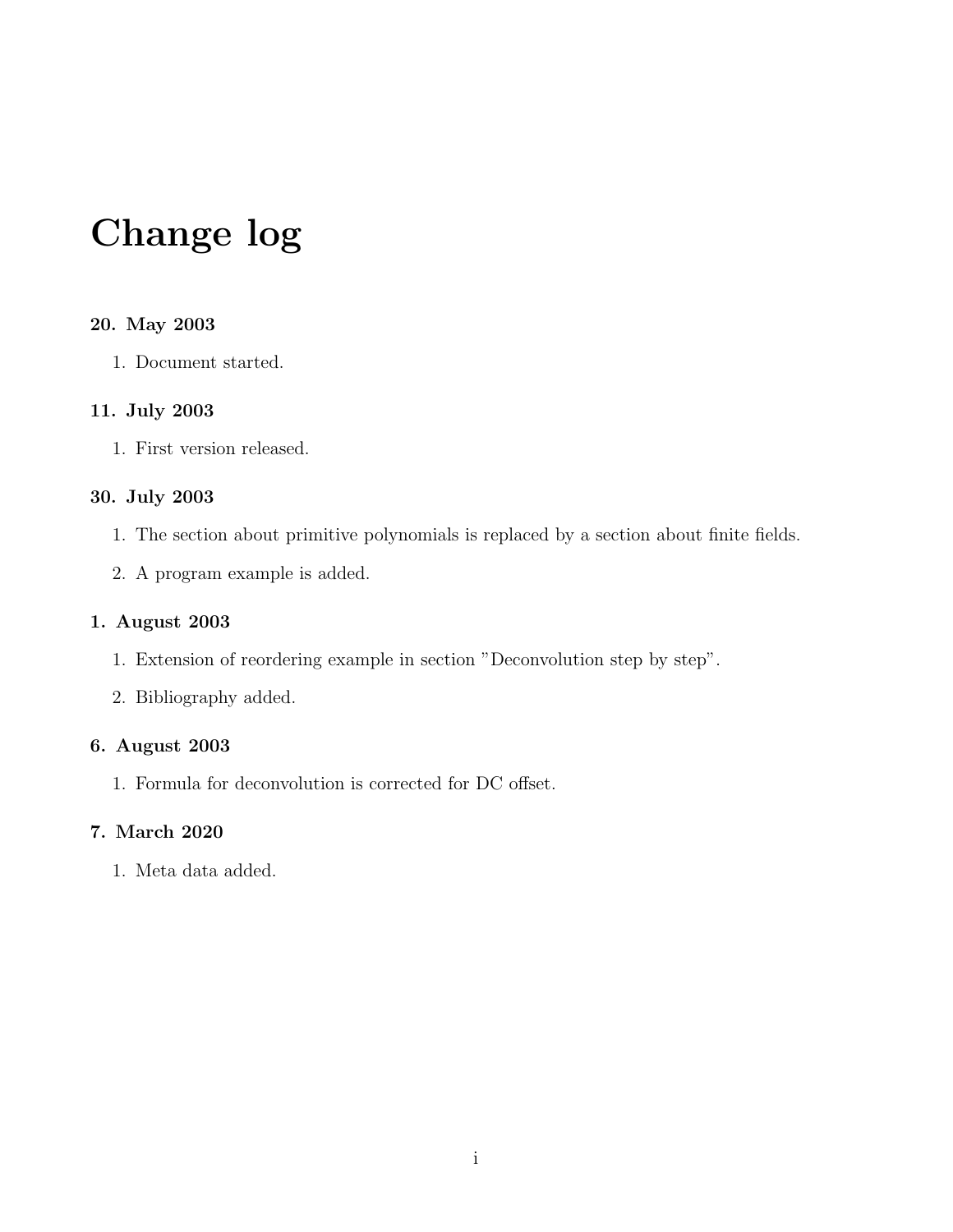# Change log

### 20. May 2003

1. Document started.

### 11. July 2003

1. First version released.

### 30. July 2003

1. The section about primitive polynomials is replaced by a section about finite fields.
2. A program example is added.

### 1. August 2003

1. Extension of reordering example in section "Deconvolution step by step".
2. Bibliography added.

### 6. August 2003

1. Formula for deconvolution is corrected for DC offset.

### 7. March 2020

1. Meta data added.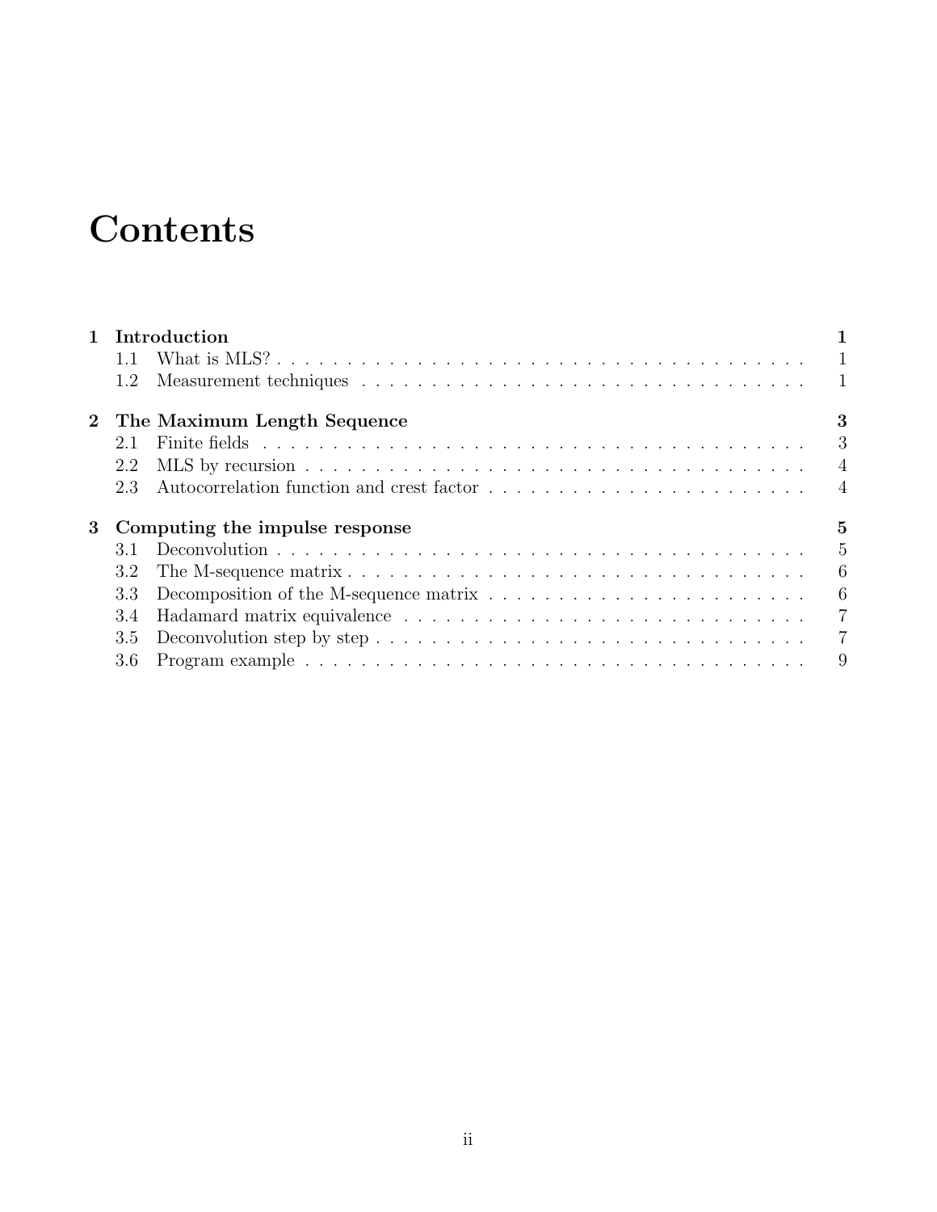# Contents

**1 Introduction** — **1**
- 1.1 What is MLS? — 1
- 1.2 Measurement techniques — 1

**2 The Maximum Length Sequence** — **3**
- 2.1 Finite fields — 3
- 2.2 MLS by recursion — 4
- 2.3 Autocorrelation function and crest factor — 4

**3 Computing the impulse response** — **5**
- 3.1 Deconvolution — 5
- 3.2 The M-sequence matrix — 6
- 3.3 Decomposition of the M-sequence matrix — 6
- 3.4 Hadamard matrix equivalence — 7
- 3.5 Deconvolution step by step — 7
- 3.6 Program example — 9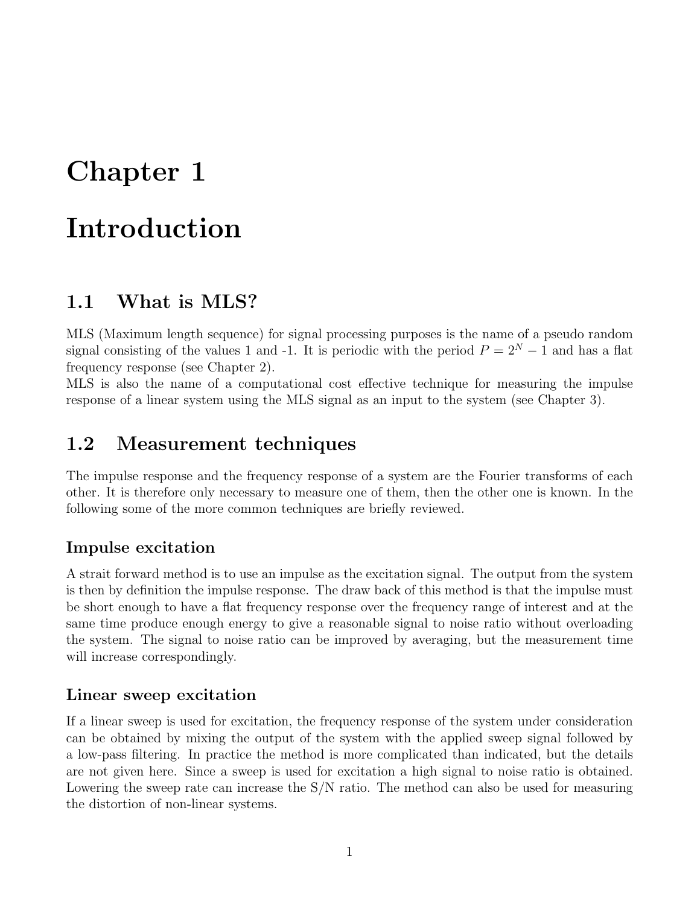# Chapter 1

# Introduction

## 1.1 What is MLS?

MLS (Maximum length sequence) for signal processing purposes is the name of a pseudo random signal consisting of the values 1 and -1. It is periodic with the period $P = 2^N - 1$ and has a flat frequency response (see Chapter 2).
MLS is also the name of a computational cost effective technique for measuring the impulse response of a linear system using the MLS signal as an input to the system (see Chapter 3).

## 1.2 Measurement techniques

The impulse response and the frequency response of a system are the Fourier transforms of each other. It is therefore only necessary to measure one of them, then the other one is known. In the following some of the more common techniques are briefly reviewed.

### Impulse excitation

A strait forward method is to use an impulse as the excitation signal. The output from the system is then by definition the impulse response. The draw back of this method is that the impulse must be short enough to have a flat frequency response over the frequency range of interest and at the same time produce enough energy to give a reasonable signal to noise ratio without overloading the system. The signal to noise ratio can be improved by averaging, but the measurement time will increase correspondingly.

### Linear sweep excitation

If a linear sweep is used for excitation, the frequency response of the system under consideration can be obtained by mixing the output of the system with the applied sweep signal followed by a low-pass filtering. In practice the method is more complicated than indicated, but the details are not given here. Since a sweep is used for excitation a high signal to noise ratio is obtained. Lowering the sweep rate can increase the S/N ratio. The method can also be used for measuring the distortion of non-linear systems.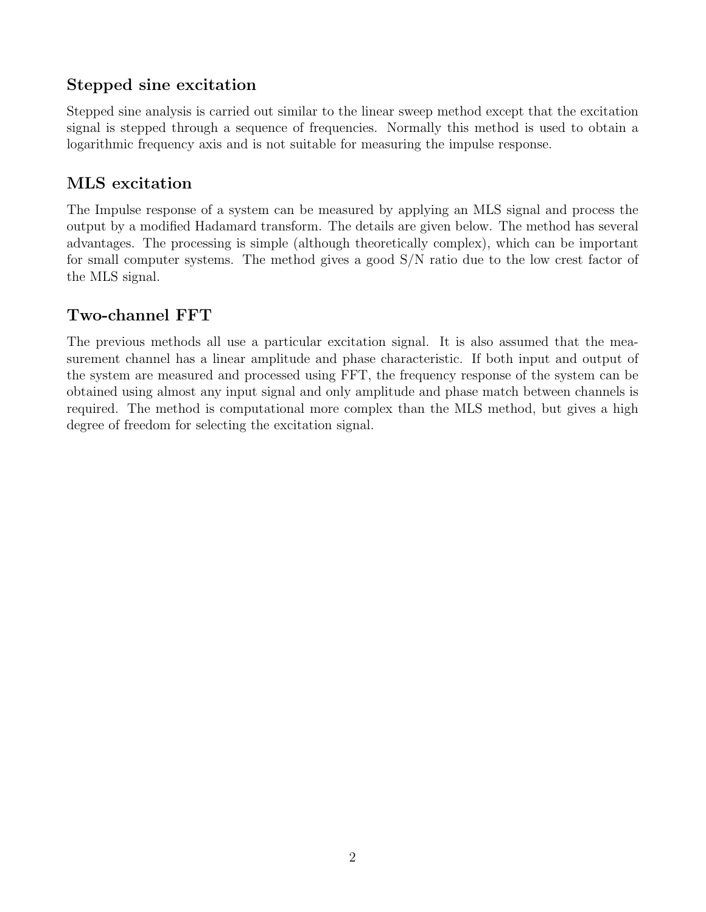## Stepped sine excitation

Stepped sine analysis is carried out similar to the linear sweep method except that the excitation signal is stepped through a sequence of frequencies. Normally this method is used to obtain a logarithmic frequency axis and is not suitable for measuring the impulse response.

## MLS excitation

The Impulse response of a system can be measured by applying an MLS signal and process the output by a modified Hadamard transform. The details are given below. The method has several advantages. The processing is simple (although theoretically complex), which can be important for small computer systems. The method gives a good S/N ratio due to the low crest factor of the MLS signal.

## Two-channel FFT

The previous methods all use a particular excitation signal. It is also assumed that the measurement channel has a linear amplitude and phase characteristic. If both input and output of the system are measured and processed using FFT, the frequency response of the system can be obtained using almost any input signal and only amplitude and phase match between channels is required. The method is computational more complex than the MLS method, but gives a high degree of freedom for selecting the excitation signal.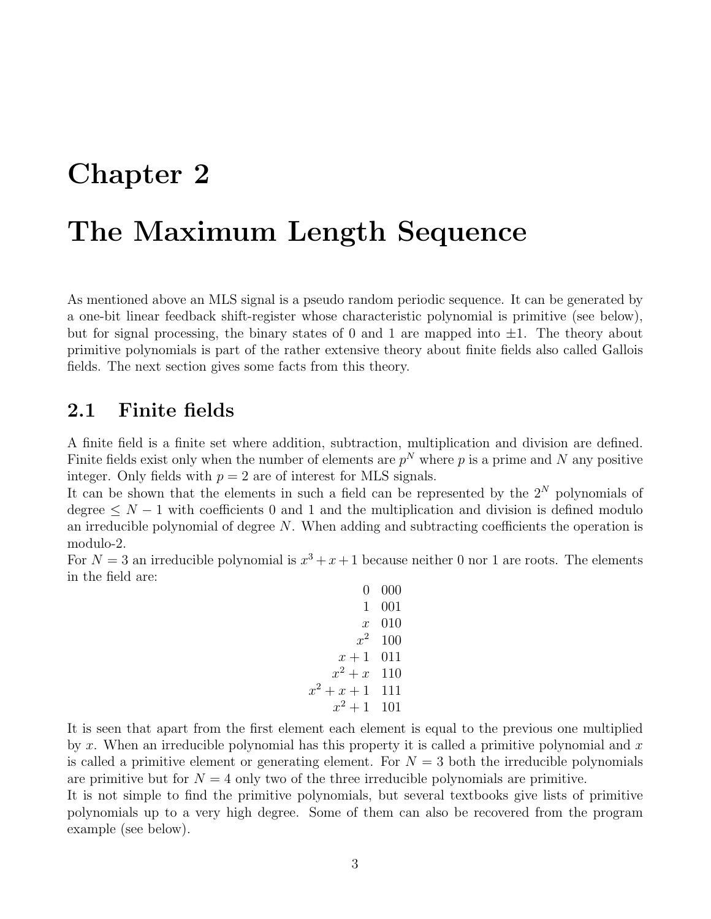# Chapter 2

# The Maximum Length Sequence

As mentioned above an MLS signal is a pseudo random periodic sequence. It can be generated by a one-bit linear feedback shift-register whose characteristic polynomial is primitive (see below), but for signal processing, the binary states of 0 and 1 are mapped into $\pm 1$. The theory about primitive polynomials is part of the rather extensive theory about finite fields also called Gallois fields. The next section gives some facts from this theory.

## 2.1 Finite fields

A finite field is a finite set where addition, subtraction, multiplication and division are defined. Finite fields exist only when the number of elements are $p^N$ where $p$ is a prime and $N$ any positive integer. Only fields with $p = 2$ are of interest for MLS signals.

It can be shown that the elements in such a field can be represented by the $2^N$ polynomials of degree $\leq N - 1$ with coefficients 0 and 1 and the multiplication and division is defined modulo an irreducible polynomial of degree $N$. When adding and subtracting coefficients the operation is modulo-2.

For $N = 3$ an irreducible polynomial is $x^3 + x + 1$ because neither 0 nor 1 are roots. The elements in the field are:

$$
\begin{array}{rl}
0 & 000 \\
1 & 001 \\
x & 010 \\
x^2 & 100 \\
x+1 & 011 \\
x^2+x & 110 \\
x^2+x+1 & 111 \\
x^2+1 & 101
\end{array}
$$

It is seen that apart from the first element each element is equal to the previous one multiplied by $x$. When an irreducible polynomial has this property it is called a primitive polynomial and $x$ is called a primitive element or generating element. For $N = 3$ both the irreducible polynomials are primitive but for $N = 4$ only two of the three irreducible polynomials are primitive.

It is not simple to find the primitive polynomials, but several textbooks give lists of primitive polynomials up to a very high degree. Some of them can also be recovered from the program example (see below).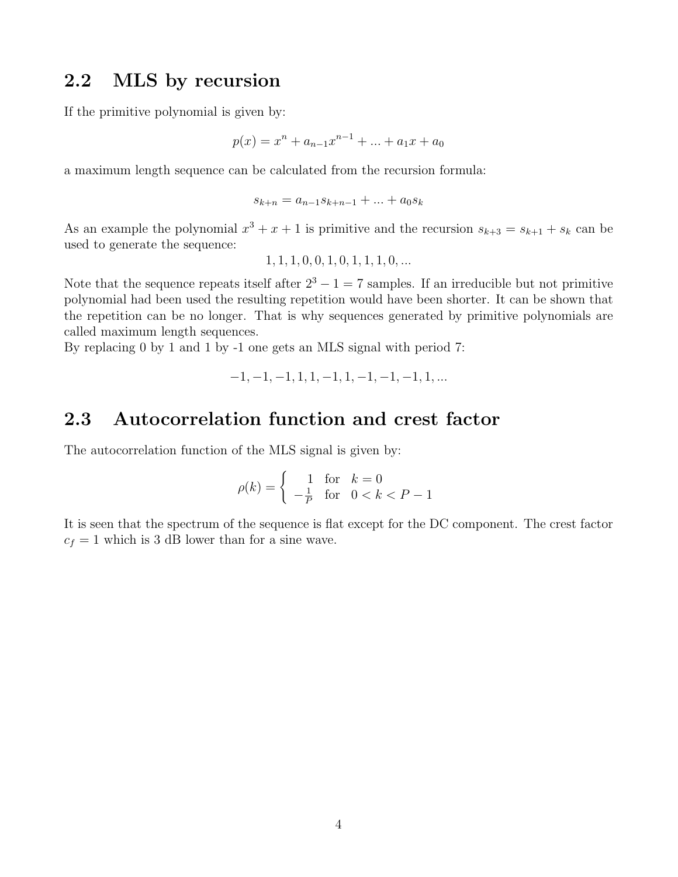## 2.2 MLS by recursion

If the primitive polynomial is given by:

$$p(x) = x^n + a_{n-1}x^{n-1} + ... + a_1x + a_0$$

a maximum length sequence can be calculated from the recursion formula:

$$s_{k+n} = a_{n-1}s_{k+n-1} + ... + a_0s_k$$

As an example the polynomial $x^3 + x + 1$ is primitive and the recursion $s_{k+3} = s_{k+1} + s_k$ can be used to generate the sequence:

$$1, 1, 1, 0, 0, 1, 0, 1, 1, 1, 0, ...$$

Note that the sequence repeats itself after $2^3 - 1 = 7$ samples. If an irreducible but not primitive polynomial had been used the resulting repetition would have been shorter. It can be shown that the repetition can be no longer. That is why sequences generated by primitive polynomials are called maximum length sequences.
By replacing 0 by 1 and 1 by -1 one gets an MLS signal with period 7:

$$-1, -1, -1, 1, 1, -1, 1, -1, -1, -1, 1, ...$$

## 2.3 Autocorrelation function and crest factor

The autocorrelation function of the MLS signal is given by:

$$\rho(k) = \begin{cases} 1 & \text{for} \quad k = 0 \\ -\frac{1}{P} & \text{for} \quad 0 < k < P - 1 \end{cases}$$

It is seen that the spectrum of the sequence is flat except for the DC component. The crest factor $c_f = 1$ which is 3 dB lower than for a sine wave.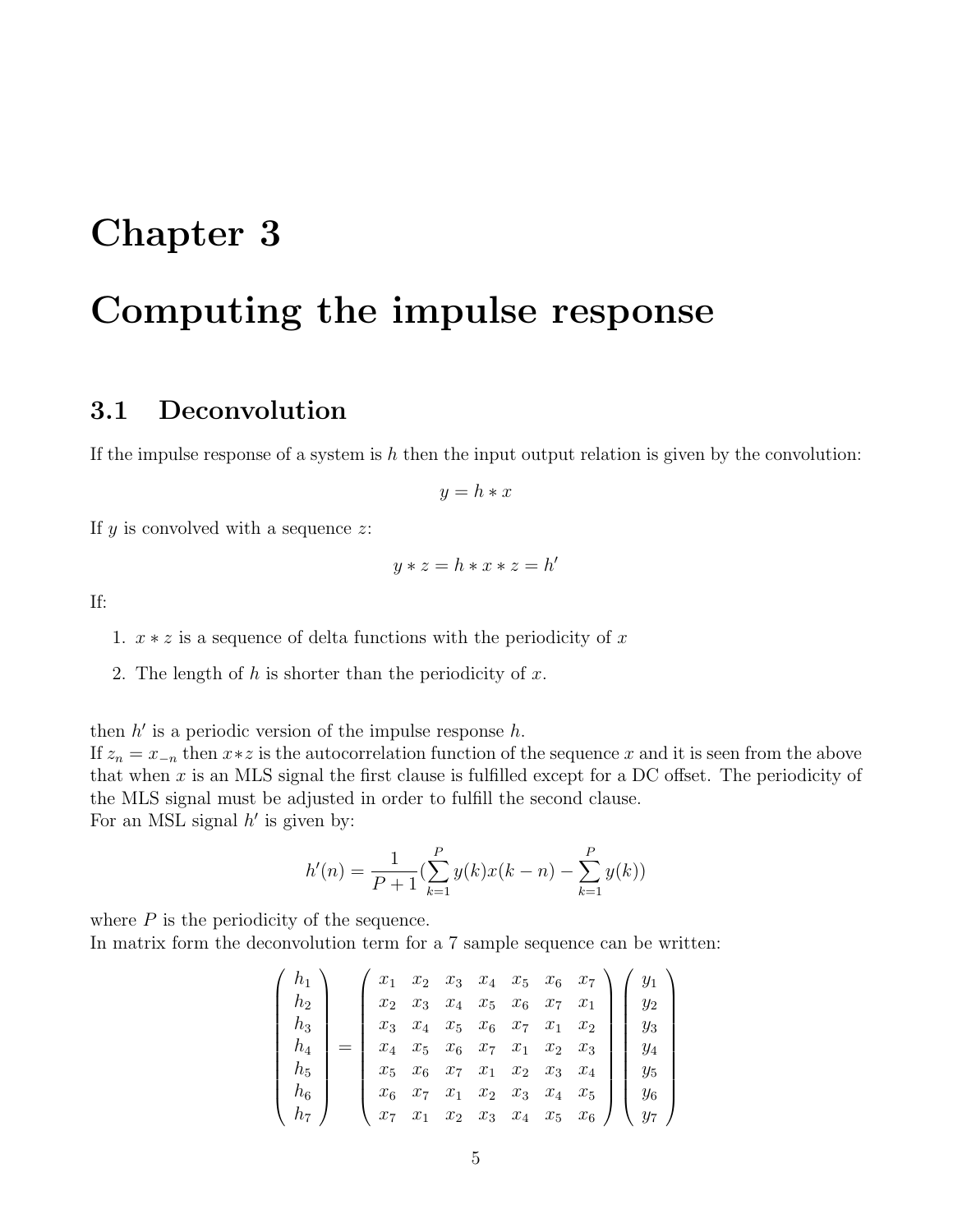# Chapter 3

# Computing the impulse response

## 3.1 Deconvolution

If the impulse response of a system is $h$ then the input output relation is given by the convolution:

$$y = h * x$$

If $y$ is convolved with a sequence $z$:

$$y * z = h * x * z = h'$$

If:

1. $x * z$ is a sequence of delta functions with the periodicity of $x$
2. The length of $h$ is shorter than the periodicity of $x$.

then $h'$ is a periodic version of the impulse response $h$.
If $z_n = x_{-n}$ then $x * z$ is the autocorrelation function of the sequence $x$ and it is seen from the above that when $x$ is an MLS signal the first clause is fulfilled except for a DC offset. The periodicity of the MLS signal must be adjusted in order to fulfill the second clause.
For an MSL signal $h'$ is given by:

$$h'(n) = \frac{1}{P+1}\left(\sum_{k=1}^{P} y(k)x(k-n) - \sum_{k=1}^{P} y(k)\right)$$

where $P$ is the periodicity of the sequence.
In matrix form the deconvolution term for a 7 sample sequence can be written:

$$\begin{pmatrix} h_1 \\ h_2 \\ h_3 \\ h_4 \\ h_5 \\ h_6 \\ h_7 \end{pmatrix} = \begin{pmatrix} x_1 & x_2 & x_3 & x_4 & x_5 & x_6 & x_7 \\ x_2 & x_3 & x_4 & x_5 & x_6 & x_7 & x_1 \\ x_3 & x_4 & x_5 & x_6 & x_7 & x_1 & x_2 \\ x_4 & x_5 & x_6 & x_7 & x_1 & x_2 & x_3 \\ x_5 & x_6 & x_7 & x_1 & x_2 & x_3 & x_4 \\ x_6 & x_7 & x_1 & x_2 & x_3 & x_4 & x_5 \\ x_7 & x_1 & x_2 & x_3 & x_4 & x_5 & x_6 \end{pmatrix} \begin{pmatrix} y_1 \\ y_2 \\ y_3 \\ y_4 \\ y_5 \\ y_6 \\ y_7 \end{pmatrix}$$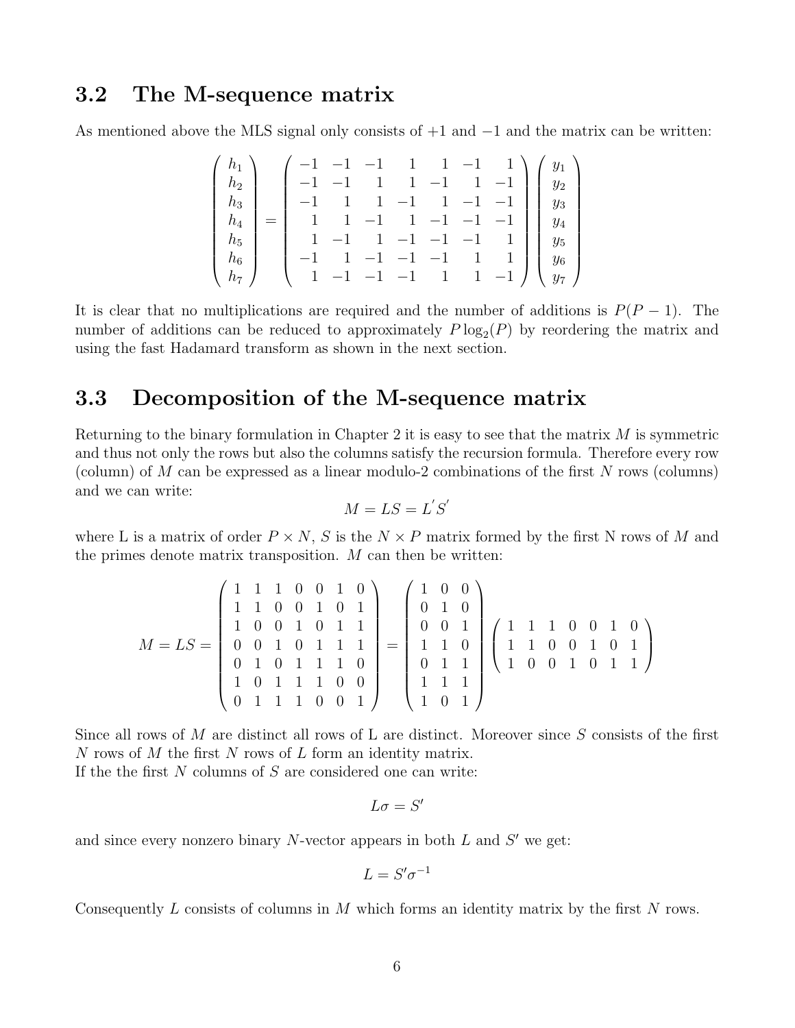## 3.2 The M-sequence matrix

As mentioned above the MLS signal only consists of +1 and −1 and the matrix can be written:

$$
\begin{pmatrix} h_1 \\ h_2 \\ h_3 \\ h_4 \\ h_5 \\ h_6 \\ h_7 \end{pmatrix} = \begin{pmatrix} -1 & -1 & -1 & 1 & 1 & -1 & 1 \\ -1 & -1 & 1 & 1 & -1 & 1 & -1 \\ -1 & 1 & 1 & -1 & 1 & -1 & -1 \\ 1 & 1 & -1 & 1 & -1 & -1 & -1 \\ 1 & -1 & 1 & -1 & -1 & -1 & 1 \\ -1 & 1 & -1 & -1 & -1 & 1 & 1 \\ 1 & -1 & -1 & -1 & 1 & 1 & -1 \end{pmatrix} \begin{pmatrix} y_1 \\ y_2 \\ y_3 \\ y_4 \\ y_5 \\ y_6 \\ y_7 \end{pmatrix}
$$

It is clear that no multiplications are required and the number of additions is $P(P-1)$. The number of additions can be reduced to approximately $P\log_2(P)$ by reordering the matrix and using the fast Hadamard transform as shown in the next section.

## 3.3 Decomposition of the M-sequence matrix

Returning to the binary formulation in Chapter 2 it is easy to see that the matrix $M$ is symmetric and thus not only the rows but also the columns satisfy the recursion formula. Therefore every row (column) of $M$ can be expressed as a linear modulo-2 combinations of the first $N$ rows (columns) and we can write:

$$
M = LS = L^{'}S^{'}
$$

where L is a matrix of order $P \times N$, $S$ is the $N \times P$ matrix formed by the first N rows of $M$ and the primes denote matrix transposition. $M$ can then be written:

$$
M = LS = \begin{pmatrix} 1 & 1 & 1 & 0 & 0 & 1 & 0 \\ 1 & 1 & 0 & 0 & 1 & 0 & 1 \\ 1 & 0 & 0 & 1 & 0 & 1 & 1 \\ 0 & 0 & 1 & 0 & 1 & 1 & 1 \\ 0 & 1 & 0 & 1 & 1 & 1 & 0 \\ 1 & 0 & 1 & 1 & 1 & 0 & 0 \\ 0 & 1 & 1 & 1 & 0 & 0 & 1 \end{pmatrix} = \begin{pmatrix} 1 & 0 & 0 \\ 0 & 1 & 0 \\ 0 & 0 & 1 \\ 1 & 1 & 0 \\ 0 & 1 & 1 \\ 1 & 1 & 1 \\ 1 & 0 & 1 \end{pmatrix} \begin{pmatrix} 1 & 1 & 1 & 0 & 0 & 1 & 0 \\ 1 & 1 & 0 & 0 & 1 & 0 & 1 \\ 1 & 0 & 0 & 1 & 0 & 1 & 1 \end{pmatrix}
$$

Since all rows of $M$ are distinct all rows of L are distinct. Moreover since $S$ consists of the first $N$ rows of $M$ the first $N$ rows of $L$ form an identity matrix.
If the the first $N$ columns of $S$ are considered one can write:

$$
L\sigma = S'
$$

and since every nonzero binary $N$-vector appears in both $L$ and $S'$ we get:

$$
L = S'\sigma^{-1}
$$

Consequently $L$ consists of columns in $M$ which forms an identity matrix by the first $N$ rows.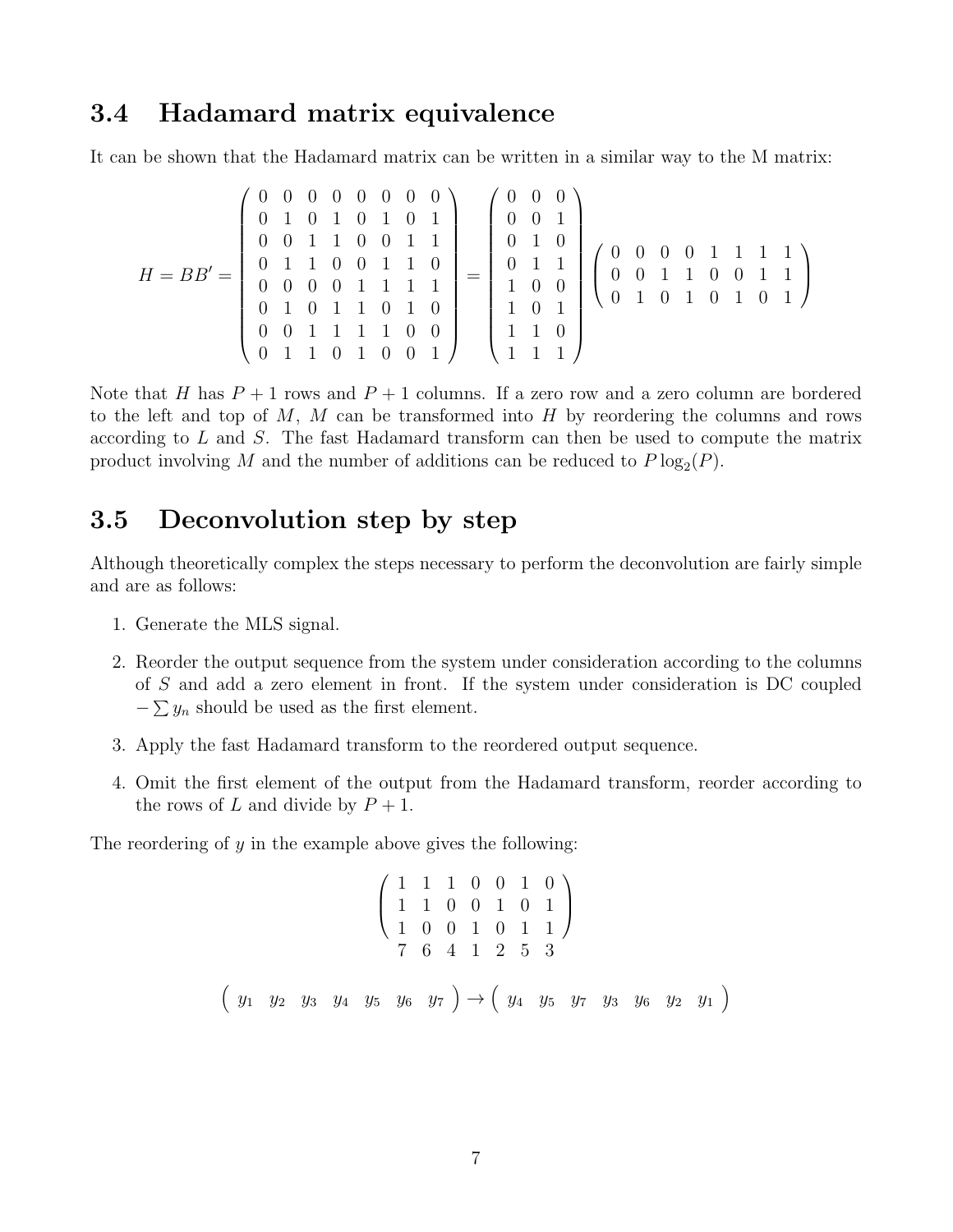## 3.4 Hadamard matrix equivalence

It can be shown that the Hadamard matrix can be written in a similar way to the M matrix:

$$H = BB' = \begin{pmatrix} 0 & 0 & 0 & 0 & 0 & 0 & 0 & 0 \\ 0 & 1 & 0 & 1 & 0 & 1 & 0 & 1 \\ 0 & 0 & 1 & 1 & 0 & 0 & 1 & 1 \\ 0 & 1 & 1 & 0 & 0 & 1 & 1 & 0 \\ 0 & 0 & 0 & 0 & 1 & 1 & 1 & 1 \\ 0 & 1 & 0 & 1 & 1 & 0 & 1 & 0 \\ 0 & 0 & 1 & 1 & 1 & 1 & 0 & 0 \\ 0 & 1 & 1 & 0 & 1 & 0 & 0 & 1 \end{pmatrix} = \begin{pmatrix} 0 & 0 & 0 \\ 0 & 0 & 1 \\ 0 & 1 & 0 \\ 0 & 1 & 1 \\ 1 & 0 & 0 \\ 1 & 0 & 1 \\ 1 & 1 & 0 \\ 1 & 1 & 1 \end{pmatrix} \begin{pmatrix} 0 & 0 & 0 & 0 & 1 & 1 & 1 & 1 \\ 0 & 0 & 1 & 1 & 0 & 0 & 1 & 1 \\ 0 & 1 & 0 & 1 & 0 & 1 & 0 & 1 \end{pmatrix}$$

Note that $H$ has $P+1$ rows and $P+1$ columns. If a zero row and a zero column are bordered to the left and top of $M$, $M$ can be transformed into $H$ by reordering the columns and rows according to $L$ and $S$. The fast Hadamard transform can then be used to compute the matrix product involving $M$ and the number of additions can be reduced to $P \log_2(P)$.

## 3.5 Deconvolution step by step

Although theoretically complex the steps necessary to perform the deconvolution are fairly simple and are as follows:

1. Generate the MLS signal.
2. Reorder the output sequence from the system under consideration according to the columns of $S$ and add a zero element in front. If the system under consideration is DC coupled $-\sum y_n$ should be used as the first element.
3. Apply the fast Hadamard transform to the reordered output sequence.
4. Omit the first element of the output from the Hadamard transform, reorder according to the rows of $L$ and divide by $P+1$.

The reordering of $y$ in the example above gives the following:

$$\begin{pmatrix} 1 & 1 & 1 & 0 & 0 & 1 & 0 \\ 1 & 1 & 0 & 0 & 1 & 0 & 1 \\ 1 & 0 & 0 & 1 & 0 & 1 & 1 \end{pmatrix}$$
$$\begin{matrix} 7 & 6 & 4 & 1 & 2 & 5 & 3 \end{matrix}$$

$$\begin{pmatrix} y_1 & y_2 & y_3 & y_4 & y_5 & y_6 & y_7 \end{pmatrix} \rightarrow \begin{pmatrix} y_4 & y_5 & y_7 & y_3 & y_6 & y_2 & y_1 \end{pmatrix}$$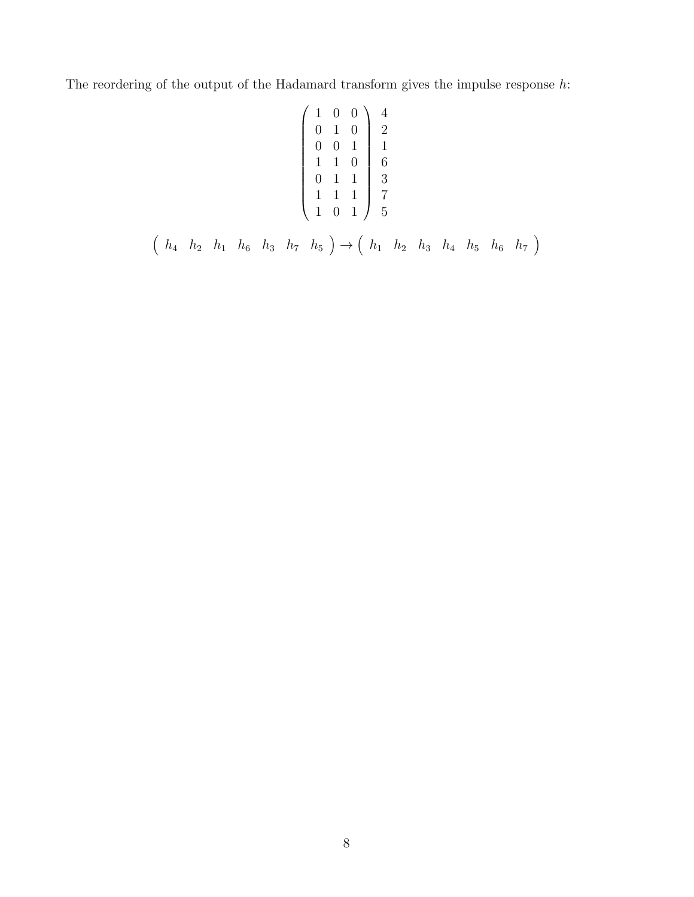The reordering of the output of the Hadamard transform gives the impulse response $h$:

$$
\left(\begin{array}{ccc}
1 & 0 & 0 \\
0 & 1 & 0 \\
0 & 0 & 1 \\
1 & 1 & 0 \\
0 & 1 & 1 \\
1 & 1 & 1 \\
1 & 0 & 1
\end{array}\right)
\begin{array}{c}
4 \\
2 \\
1 \\
6 \\
3 \\
7 \\
5
\end{array}
$$

$$
\left(\begin{array}{ccccccc} h_4 & h_2 & h_1 & h_6 & h_3 & h_7 & h_5 \end{array}\right) \rightarrow \left(\begin{array}{ccccccc} h_1 & h_2 & h_3 & h_4 & h_5 & h_6 & h_7 \end{array}\right)
$$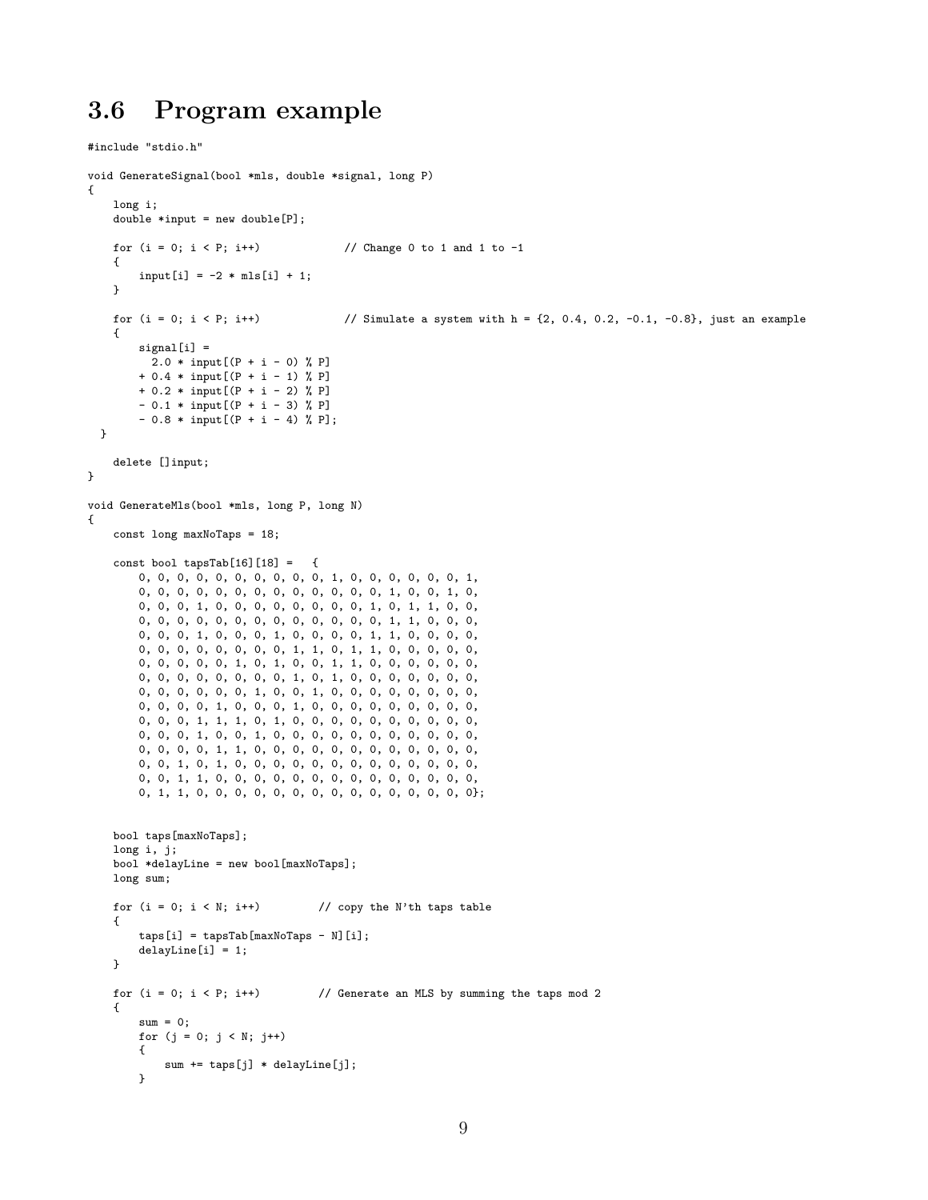## 3.6 Program example

```
#include "stdio.h"

void GenerateSignal(bool *mls, double *signal, long P)
{
    long i;
    double *input = new double[P];

    for (i = 0; i < P; i++)             // Change 0 to 1 and 1 to -1
    {
        input[i] = -2 * mls[i] + 1;
    }

    for (i = 0; i < P; i++)             // Simulate a system with h = {2, 0.4, 0.2, -0.1, -0.8}, just an example
    {
        signal[i] =
          2.0 * input[(P + i - 0) % P]
        + 0.4 * input[(P + i - 1) % P]
        + 0.2 * input[(P + i - 2) % P]
        - 0.1 * input[(P + i - 3) % P]
        - 0.8 * input[(P + i - 4) % P];
  }

    delete []input;
}

void GenerateMls(bool *mls, long P, long N)
{
    const long maxNoTaps = 18;

    const bool tapsTab[16][18] =   {
        0, 0, 0, 0, 0, 0, 0, 0, 0, 0, 1, 0, 0, 0, 0, 0, 0, 1,
        0, 0, 0, 0, 0, 0, 0, 0, 0, 0, 0, 0, 0, 1, 0, 0, 1, 0,
        0, 0, 0, 1, 0, 0, 0, 0, 0, 0, 0, 0, 1, 0, 1, 1, 0, 0,
        0, 0, 0, 0, 0, 0, 0, 0, 0, 0, 0, 0, 0, 1, 1, 0, 0, 0,
        0, 0, 0, 1, 0, 0, 0, 1, 0, 0, 0, 0, 1, 1, 0, 0, 0, 0,
        0, 0, 0, 0, 0, 0, 0, 0, 1, 1, 0, 1, 1, 0, 0, 0, 0, 0,
        0, 0, 0, 0, 0, 1, 0, 1, 0, 0, 1, 1, 0, 0, 0, 0, 0, 0,
        0, 0, 0, 0, 0, 0, 0, 0, 1, 0, 1, 0, 0, 0, 0, 0, 0, 0,
        0, 0, 0, 0, 0, 0, 1, 0, 0, 1, 0, 0, 0, 0, 0, 0, 0, 0,
        0, 0, 0, 0, 1, 0, 0, 0, 1, 0, 0, 0, 0, 0, 0, 0, 0, 0,
        0, 0, 0, 1, 1, 1, 0, 1, 0, 0, 0, 0, 0, 0, 0, 0, 0, 0,
        0, 0, 0, 1, 0, 0, 1, 0, 0, 0, 0, 0, 0, 0, 0, 0, 0, 0,
        0, 0, 0, 0, 1, 1, 0, 0, 0, 0, 0, 0, 0, 0, 0, 0, 0, 0,
        0, 0, 1, 0, 1, 0, 0, 0, 0, 0, 0, 0, 0, 0, 0, 0, 0, 0,
        0, 0, 1, 1, 0, 0, 0, 0, 0, 0, 0, 0, 0, 0, 0, 0, 0, 0,
        0, 1, 1, 0, 0, 0, 0, 0, 0, 0, 0, 0, 0, 0, 0, 0, 0, 0};


    bool taps[maxNoTaps];
    long i, j;
    bool *delayLine = new bool[maxNoTaps];
    long sum;

    for (i = 0; i < N; i++)         // copy the N'th taps table
    {
        taps[i] = tapsTab[maxNoTaps - N][i];
        delayLine[i] = 1;
    }

    for (i = 0; i < P; i++)         // Generate an MLS by summing the taps mod 2
    {
        sum = 0;
        for (j = 0; j < N; j++)
        {
            sum += taps[j] * delayLine[j];
        }
```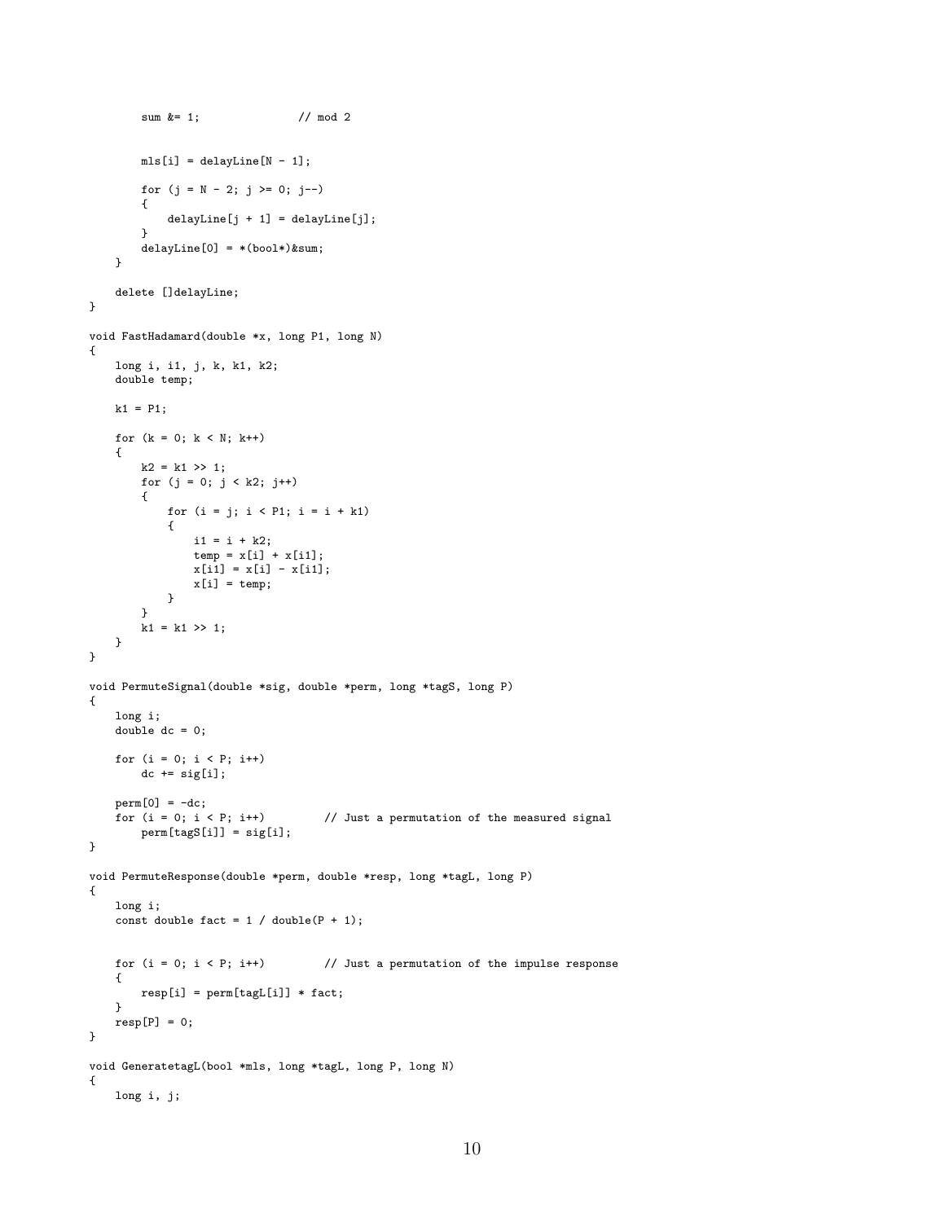```
        sum &= 1;               // mod 2


        mls[i] = delayLine[N - 1];

        for (j = N - 2; j >= 0; j--)
        {
            delayLine[j + 1] = delayLine[j];
        }
        delayLine[0] = *(bool*)&sum;
    }

    delete []delayLine;
}

void FastHadamard(double *x, long P1, long N)
{
    long i, i1, j, k, k1, k2;
    double temp;

    k1 = P1;

    for (k = 0; k < N; k++)
    {
        k2 = k1 >> 1;
        for (j = 0; j < k2; j++)
        {
            for (i = j; i < P1; i = i + k1)
            {
                i1 = i + k2;
                temp = x[i] + x[i1];
                x[i1] = x[i] - x[i1];
                x[i] = temp;
            }
        }
        k1 = k1 >> 1;
    }
}

void PermuteSignal(double *sig, double *perm, long *tagS, long P)
{
    long i;
    double dc = 0;

    for (i = 0; i < P; i++)
        dc += sig[i];

    perm[0] = -dc;
    for (i = 0; i < P; i++)         // Just a permutation of the measured signal
        perm[tagS[i]] = sig[i];
}

void PermuteResponse(double *perm, double *resp, long *tagL, long P)
{
    long i;
    const double fact = 1 / double(P + 1);


    for (i = 0; i < P; i++)         // Just a permutation of the impulse response
    {
        resp[i] = perm[tagL[i]] * fact;
    }
    resp[P] = 0;
}

void GeneratetagL(bool *mls, long *tagL, long P, long N)
{
    long i, j;
```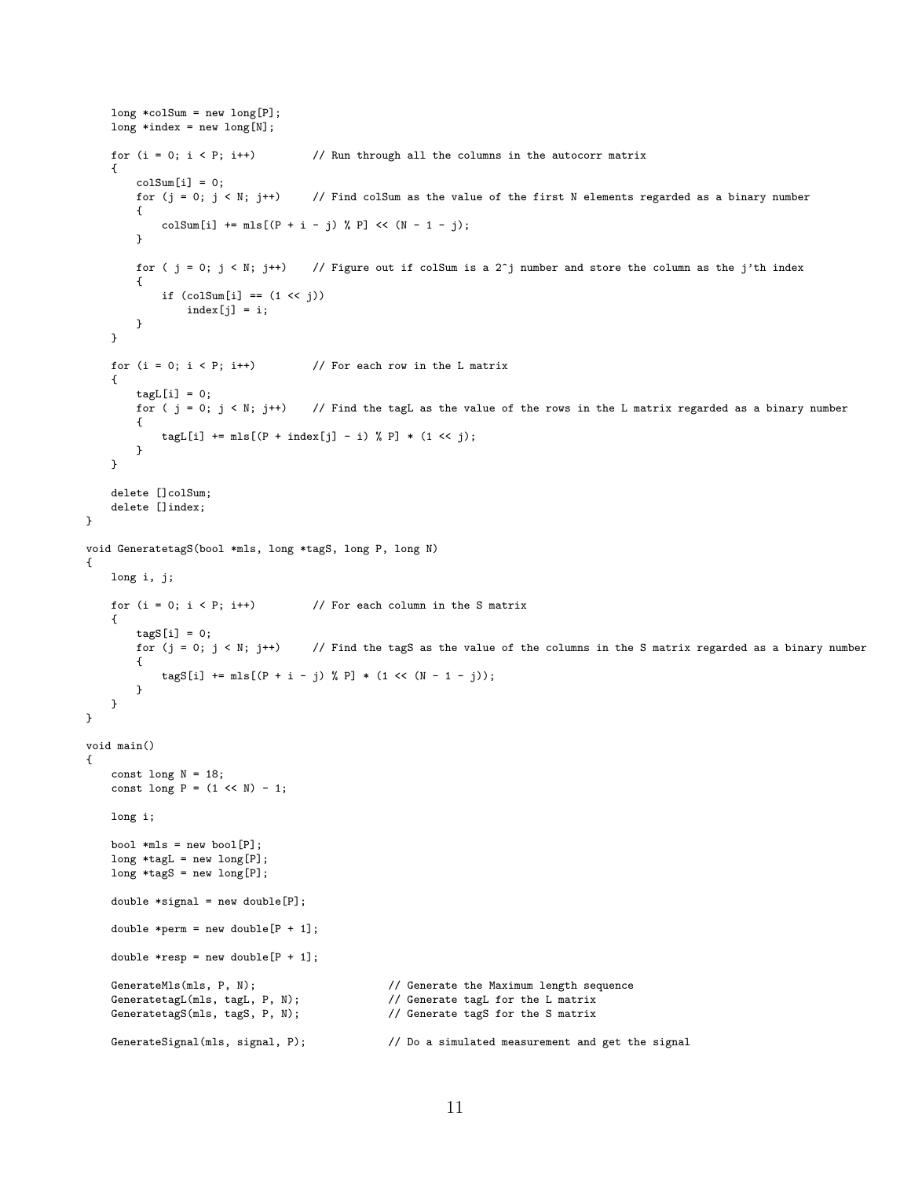```
    long *colSum = new long[P];
    long *index = new long[N];

    for (i = 0; i < P; i++)         // Run through all the columns in the autocorr matrix
    {
        colSum[i] = 0;
        for (j = 0; j < N; j++)     // Find colSum as the value of the first N elements regarded as a binary number
        {
            colSum[i] += mls[(P + i - j) % P] << (N - 1 - j);
        }

        for ( j = 0; j < N; j++)    // Figure out if colSum is a 2^j number and store the column as the j'th index
        {
            if (colSum[i] == (1 << j))
                index[j] = i;
        }
    }

    for (i = 0; i < P; i++)         // For each row in the L matrix
    {
        tagL[i] = 0;
        for ( j = 0; j < N; j++)    // Find the tagL as the value of the rows in the L matrix regarded as a binary number
        {
            tagL[i] += mls[(P + index[j] - i) % P] * (1 << j);
        }
    }

    delete []colSum;
    delete []index;
}

void GeneratetagS(bool *mls, long *tagS, long P, long N)
{
    long i, j;

    for (i = 0; i < P; i++)         // For each column in the S matrix
    {
        tagS[i] = 0;
        for (j = 0; j < N; j++)     // Find the tagS as the value of the columns in the S matrix regarded as a binary number
        {
            tagS[i] += mls[(P + i - j) % P] * (1 << (N - 1 - j));
        }
    }
}

void main()
{
    const long N = 18;
    const long P = (1 << N) - 1;

    long i;

    bool *mls = new bool[P];
    long *tagL = new long[P];
    long *tagS = new long[P];

    double *signal = new double[P];

    double *perm = new double[P + 1];

    double *resp = new double[P + 1];

    GenerateMls(mls, P, N);                     // Generate the Maximum length sequence
    GeneratetagL(mls, tagL, P, N);              // Generate tagL for the L matrix
    GeneratetagS(mls, tagS, P, N);              // Generate tagS for the S matrix

    GenerateSignal(mls, signal, P);             // Do a simulated measurement and get the signal
```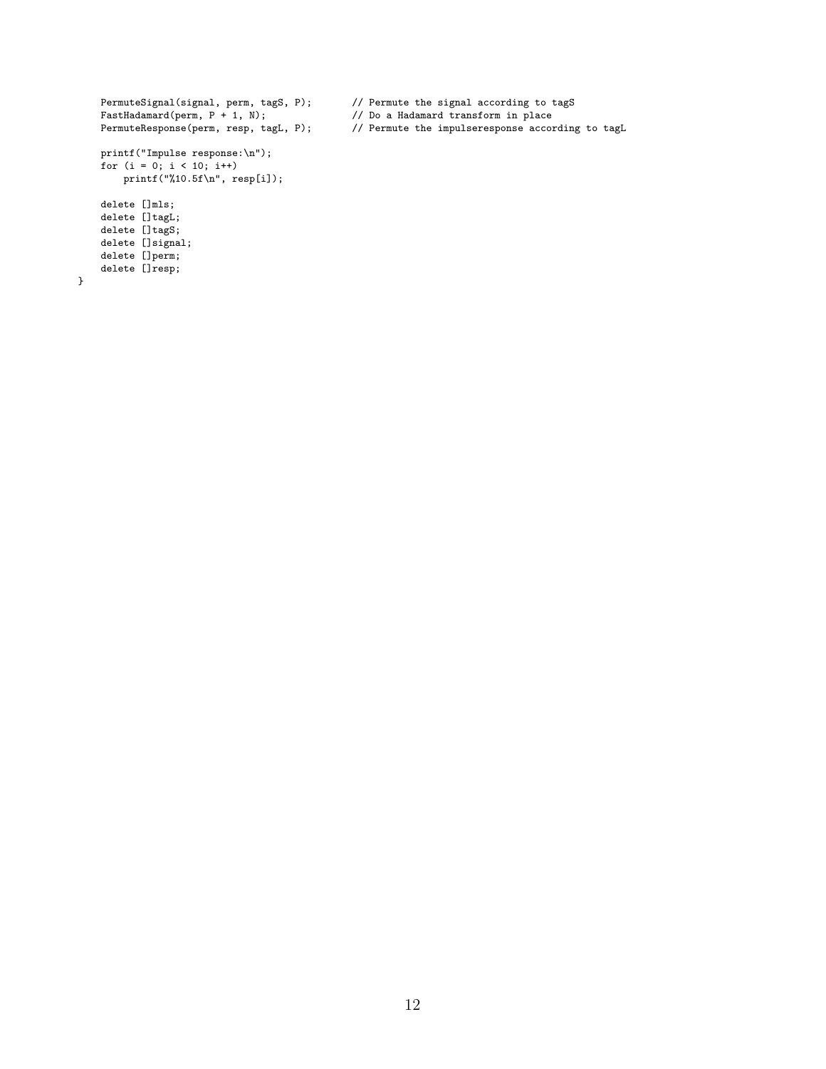```
    PermuteSignal(signal, perm, tagS, P);       // Permute the signal according to tagS
    FastHadamard(perm, P + 1, N);               // Do a Hadamard transform in place
    PermuteResponse(perm, resp, tagL, P);       // Permute the impulseresponse according to tagL

    printf("Impulse response:\n");
    for (i = 0; i < 10; i++)
        printf("%10.5f\n", resp[i]);

    delete []mls;
    delete []tagL;
    delete []tagS;
    delete []signal;
    delete []perm;
    delete []resp;
}
```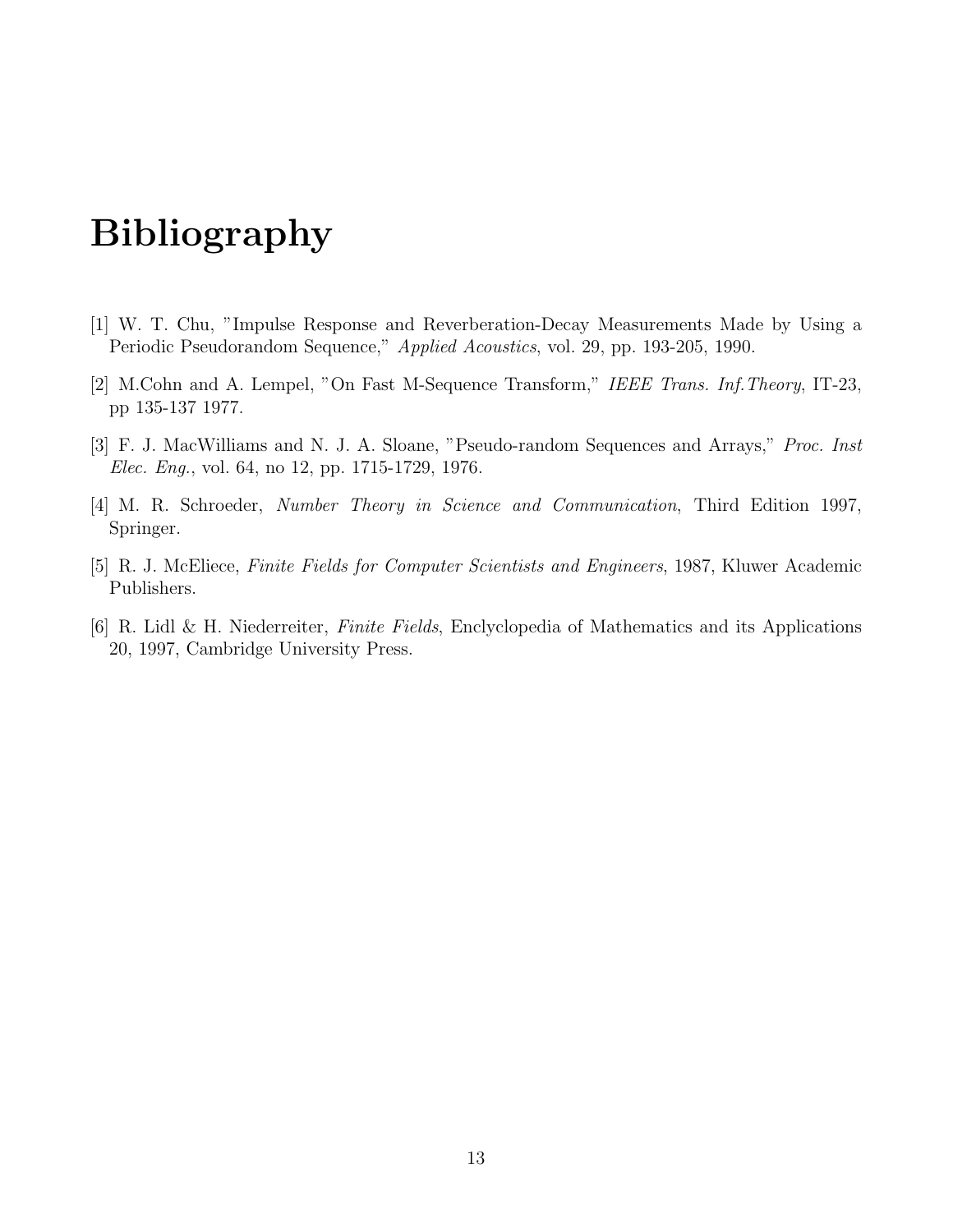# Bibliography

[1] W. T. Chu, "Impulse Response and Reverberation-Decay Measurements Made by Using a Periodic Pseudorandom Sequence," *Applied Acoustics*, vol. 29, pp. 193-205, 1990.

[2] M.Cohn and A. Lempel, "On Fast M-Sequence Transform," *IEEE Trans. Inf.Theory*, IT-23, pp 135-137 1977.

[3] F. J. MacWilliams and N. J. A. Sloane, "Pseudo-random Sequences and Arrays," *Proc. Inst Elec. Eng.*, vol. 64, no 12, pp. 1715-1729, 1976.

[4] M. R. Schroeder, *Number Theory in Science and Communication*, Third Edition 1997, Springer.

[5] R. J. McEliece, *Finite Fields for Computer Scientists and Engineers*, 1987, Kluwer Academic Publishers.

[6] R. Lidl & H. Niederreiter, *Finite Fields*, Enclyclopedia of Mathematics and its Applications 20, 1997, Cambridge University Press.